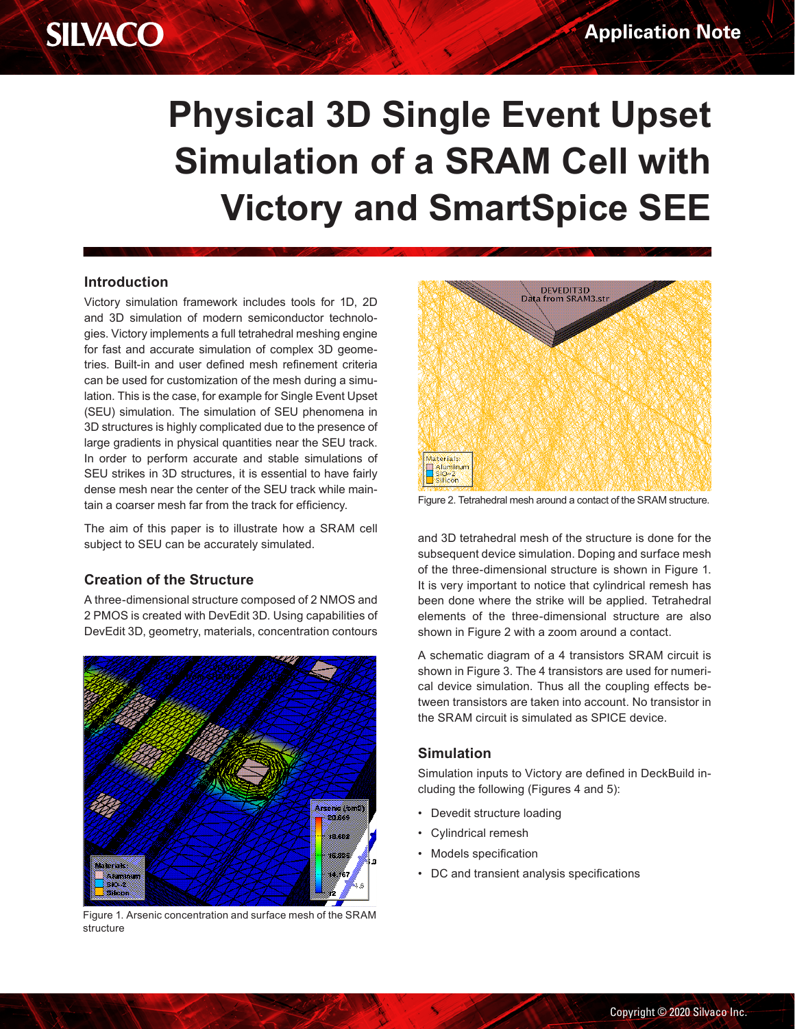# Physical 3D Single Event Upset Simulation of a SRAM Cell with Victory and SmartSpice SEE

## Introduction

Victory simulation framework includes tools for 1D, 2D and 3D simulation of modern semiconductor technologies. Victory implements a full tetrahedral meshing engine for fast and accurate simulation of complex 3D geometries. Built-in and user defined mesh refinement criteria can be used for customization of the mesh during a simulation. This is the case, for example for Single Event Upset (SEU) simulation. The simulation of SEU phenomena in 3D structures is highly complicated due to the presence of large gradients in physical quantities near the SEU track. In order to perform accurate and stable simulations of SEU strikes in 3D structures, it is essential to have fairly dense mesh near the center of the SEU track while maintain a coarser mesh far from the track for efficiency.

The aim of this paper is to illustrate how a SRAM cell subject to SEU can be accurately simulated.

## Creation of the Structure

A three-dimensional structure composed of 2 NMOS and 2 PMOS is created with DevEdit 3D. Using capabilities of DevEdit 3D, geometry, materials, concentration contours and 3D tetrahedral mesh of the structure is done for the subsequent device simulation. Doping and surface mesh of the three-dimensional structure is shown in Figure 1. It is very important to notice that cylindrical remesh has been done where the strike will be applied. Tetrahedral elements of the three-dimensional structure are also shown in Figure 2 with a zoom around a contact.

Figure 1. Arsenic concentration and surface mesh of the SRAM structure

Figure 2. Tetrahedral mesh around a contact of the SRAM structure.

A schematic diagram of a 4 transistors SRAM circuit is shown in Figure 3. The 4 transistors are used for numerical device simulation. Thus all the coupling effects between transistors are taken into account. No transistor in the SRAM circuit is simulated as SPICE device.

## Simulation

Simulation inputs to Victory are defined in DeckBuild including the following (Figures 4 and 5):

- Devedit structure loading
- Cylindrical remesh
- Models specification
- DC and transient analysis specifications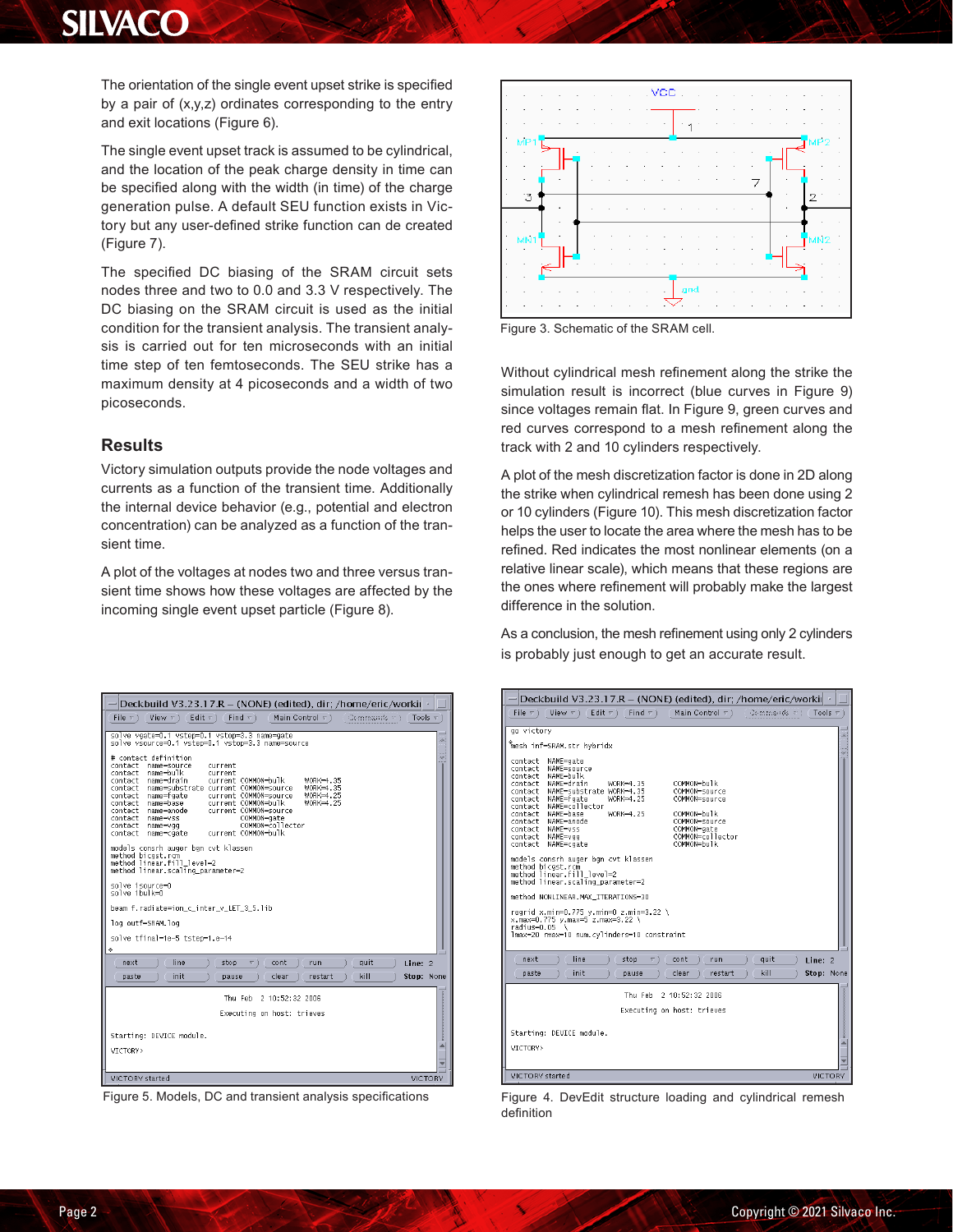The orientation of the single event upset strike is specified by a pair of (x,y,z) ordinates corresponding to the entry and exit locations (Figure 6).

The single event upset track is assumed to be cylindrical, and the location of the peak charge density in time can be specified along with the width (in time) of the charge generation pulse. A default SEU function exists in Victory but any user-defined strike function can de created (Figure 7).

The specified DC biasing of the SRAM circuit sets nodes three and two to 0.0 and 3.3 V respectively. The DC biasing on the SRAM circuit is used as the initial condition for the transient analysis. The transient analysis is carried out for ten microseconds with an initial time step of ten femtoseconds. The SEU strike has a maximum density at 4 picoseconds and a width of two picoseconds.

## Results

Victory simulation outputs provide the node voltages and currents as a function of the transient time. Additionally the internal device behavior (e.g., potential and electron concentration) can be analyzed as a function of the transient time.

A plot of the voltages at nodes two and three versus transient time shows how these voltages are affected by the incoming single event upset particle (Figure 8).

Figure 3. Schematic of the SRAM cell.

Without cylindrical mesh refinement along the strike the simulation result is incorrect (blue curves in Figure 9) since voltages remain flat. In Figure 9, green curves and red curves correspond to a mesh refinement along the track with 2 and 10 cylinders respectively.

A plot of the mesh discretization factor is done in 2D along the strike when cylindrical remesh has been done using 2 or 10 cylinders (Figure 10). This mesh discretization factor helps the user to locate the area where the mesh has to be refined. Red indicates the most nonlinear elements (on a relative linear scale), which means that these regions are the ones where refinement will probably make the largest difference in the solution.

As a conclusion, the mesh refinement using only 2 cylinders is probably just enough to get an accurate result.

```
solve vgate=0.1 vstep=0.1 vstop=3.3 name=gate
solve vsource=0.1 vstep=0.1 vstop=3.3 name=source

# contact definition
contact   name=source     current
contact   name=bulk       current
contact   name=drain      current COMMON=bulk     WORK=4.35
contact   name=substrate  current COMMON=source   WORK=4.35
contact   name=fgate      current COMMON=source   WORK=4.25
contact   name=base       current COMMON=bulk     WORK=4.25
contact   name=anode      current COMMON=source
contact   name=vss                COMMON=gate
contact   name=vgg                COMMON=collector
contact   name=cgate      current COMMON=bulk

models consrh auger bgn cvt klassen
method bicgst.rcm
method linear.fill_level=2
method linear.scaling_parameter=2

solve isource=0
solve ibulk=0

beam f.radiate=ion_c_inter_v_LET_3_5.lib

log outf=SRAM.log

solve tfinal=1e-5 tstep=1.e-14
```

Figure 5. Models, DC and transient analysis specifications

```
go victory

mesh inf=SRAM.str hybridx

contact  NAME=gate
contact  NAME=source
contact  NAME=bulk
contact  NAME=drain      WORK=4.35      COMMON=bulk
contact  NAME=substrate  WORK=4.35      COMMON=source
contact  NAME=fgate      WORK=4.25      COMMON=source
contact  NAME=collector
contact  NAME=base       WORK=4.25      COMMON=bulk
contact  NAME=anode                     COMMON=source
contact  NAME=vss                       COMMON=gate
contact  NAME=vgg                       COMMON=collector
contact  NAME=cgate                     COMMON=bulk

models consrh auger bgn cvt klassen
method bicgst.rcm
method linear.fill_level=2
method linear.scaling_parameter=2

method NONLINEAR.MAX_ITERATIONS=30

regrid x.min=0.775 y.min=0 z.min=3.22 \
x.max=0.775 y.max=5 z.max=3.22 \
radius=0.05  \
lmax=20 rmax=10 num.cylinders=10 constraint
```

Figure 4. DevEdit structure loading and cylindrical remesh definition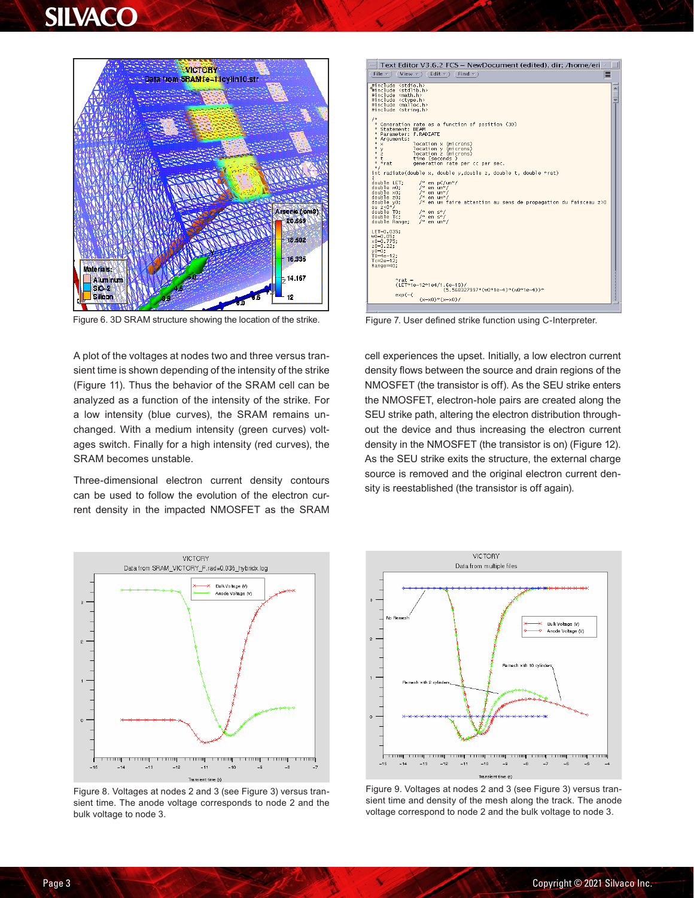Figure 6. 3D SRAM structure showing the location of the strike.

Figure 7. User defined strike function using C-Interpreter.

A plot of the voltages at nodes two and three versus transient time is shown depending of the intensity of the strike (Figure 11). Thus the behavior of the SRAM cell can be analyzed as a function of the intensity of the strike. For a low intensity (blue curves), the SRAM remains unchanged. With a medium intensity (green curves) voltages switch. Finally for a high intensity (red curves), the SRAM becomes unstable.

Three-dimensional electron current density contours can be used to follow the evolution of the electron current density in the impacted NMOSFET as the SRAM cell experiences the upset. Initially, a low electron current density flows between the source and drain regions of the NMOSFET (the transistor is off). As the SEU strike enters the NMOSFET, electron-hole pairs are created along the SEU strike path, altering the electron distribution throughout the device and thus increasing the electron current density in the NMOSFET (the transistor is on) (Figure 12). As the SEU strike exits the structure, the external charge source is removed and the original electron current density is reestablished (the transistor is off again).

Figure 8. Voltages at nodes 2 and 3 (see Figure 3) versus transient time. The anode voltage corresponds to node 2 and the bulk voltage to node 3.

Figure 9. Voltages at nodes 2 and 3 (see Figure 3) versus transient time and density of the mesh along the track. The anode voltage correspond to node 2 and the bulk voltage to node 3.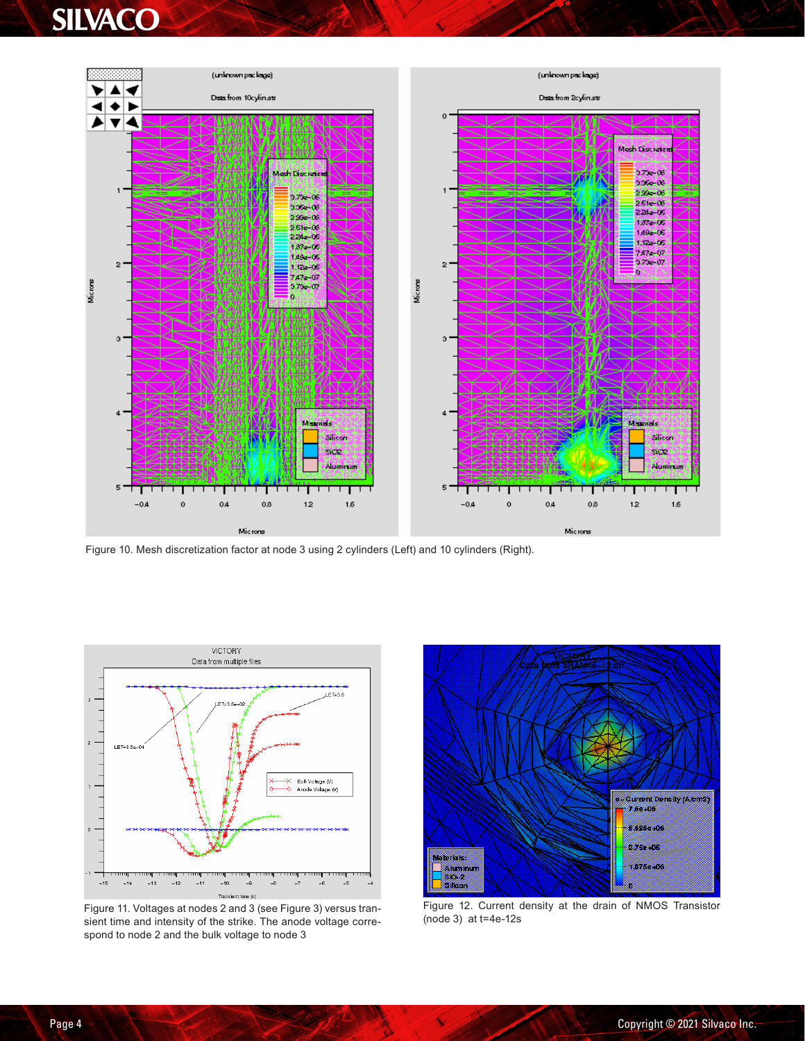Figure 10. Mesh discretization factor at node 3 using 2 cylinders (Left) and 10 cylinders (Right).

Figure 11. Voltages at nodes 2 and 3 (see Figure 3) versus transient time and intensity of the strike. The anode voltage correspond to node 2 and the bulk voltage to node 3

Figure 12. Current density at the drain of NMOS Transistor (node 3) at t=4e-12s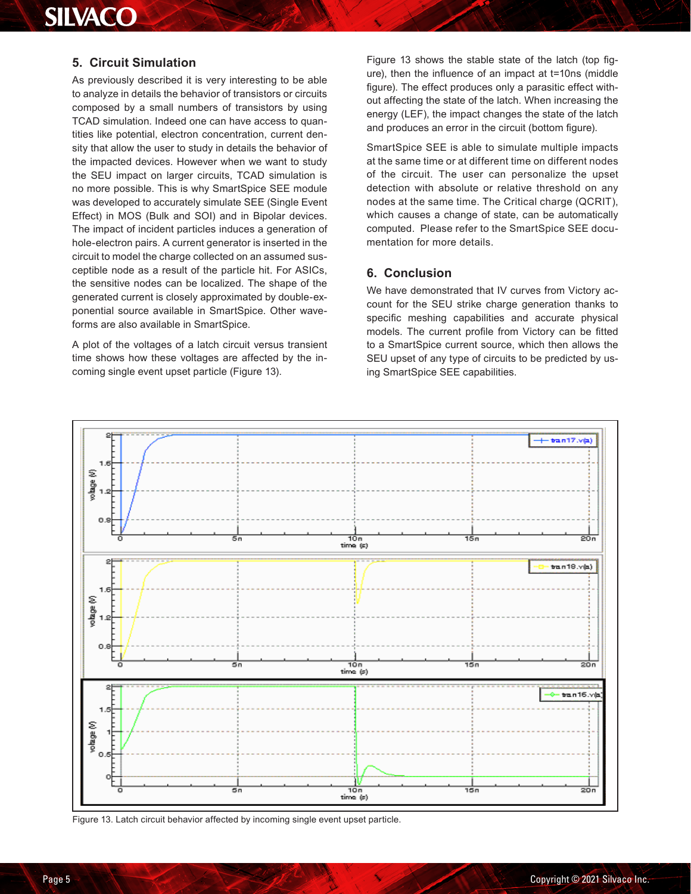## 5. Circuit Simulation

As previously described it is very interesting to be able to analyze in details the behavior of transistors or circuits composed by a small numbers of transistors by using TCAD simulation. Indeed one can have access to quantities like potential, electron concentration, current density that allow the user to study in details the behavior of the impacted devices. However when we want to study the SEU impact on larger circuits, TCAD simulation is no more possible. This is why SmartSpice SEE module was developed to accurately simulate SEE (Single Event Effect) in MOS (Bulk and SOI) and in Bipolar devices. The impact of incident particles induces a generation of hole-electron pairs. A current generator is inserted in the circuit to model the charge collected on an assumed susceptible node as a result of the particle hit. For ASICs, the sensitive nodes can be localized. The shape of the generated current is closely approximated by double-exponential source available in SmartSpice. Other waveforms are also available in SmartSpice.

A plot of the voltages of a latch circuit versus transient time shows how these voltages are affected by the incoming single event upset particle (Figure 13).

Figure 13 shows the stable state of the latch (top figure), then the influence of an impact at t=10ns (middle figure). The effect produces only a parasitic effect without affecting the state of the latch. When increasing the energy (LEF), the impact changes the state of the latch and produces an error in the circuit (bottom figure).

SmartSpice SEE is able to simulate multiple impacts at the same time or at different time on different nodes of the circuit. The user can personalize the upset detection with absolute or relative threshold on any nodes at the same time. The Critical charge (QCRIT), which causes a change of state, can be automatically computed. Please refer to the SmartSpice SEE documentation for more details.

## 6. Conclusion

We have demonstrated that IV curves from Victory account for the SEU strike charge generation thanks to specific meshing capabilities and accurate physical models. The current profile from Victory can be fitted to a SmartSpice current source, which then allows the SEU upset of any type of circuits to be predicted by using SmartSpice SEE capabilities.

tran17.v(a)
voltage (V)
2
1.6
1.2
0.8
0 5n 10n 15n 20n
time (s)

tran18.v(a)
voltage (V)
2
1.6
1.2
0.8
0 5n 10n 15n 20n
time (s)

tran16.v(a)
voltage (V)
2
1.5
1
0.5
0
0 5n 10n 15n 20n
time (s)

Figure 13. Latch circuit behavior affected by incoming single event upset particle.